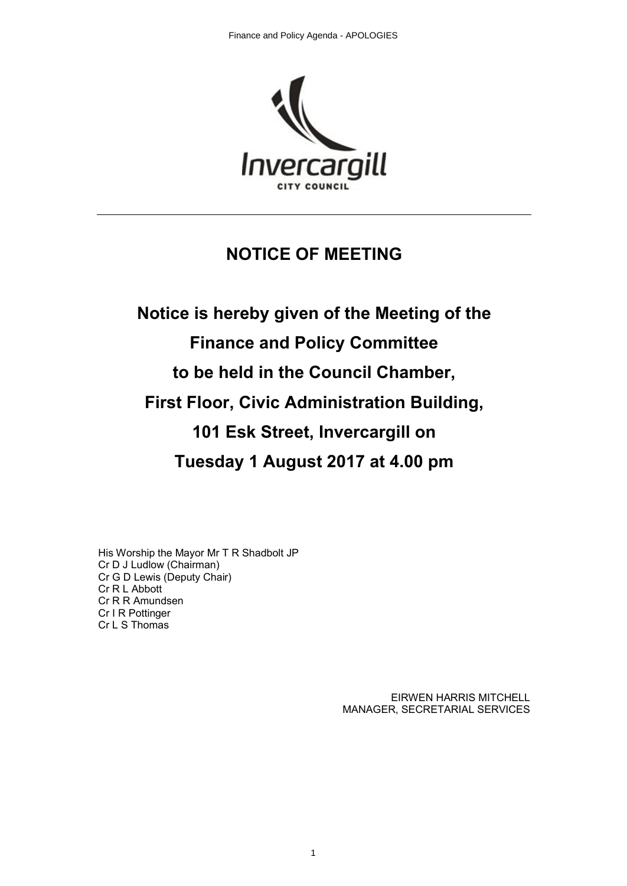# NOTICE OF MEETING

**Notice is hereby given of the Meeting of the**

**Finance and Policy Committee**

**to be held in the Council Chamber,**

**First Floor, Civic Administration Building,**

**101 Esk Street, Invercargill on**

**Tuesday 1 August 2017 at 4.00 pm**

His Worship the Mayor Mr T R Shadbolt JP
Cr D J Ludlow (Chairman)
Cr G D Lewis (Deputy Chair)
Cr R L Abbott
Cr R R Amundsen
Cr I R Pottinger
Cr L S Thomas

EIRWEN HARRIS MITCHELL
MANAGER, SECRETARIAL SERVICES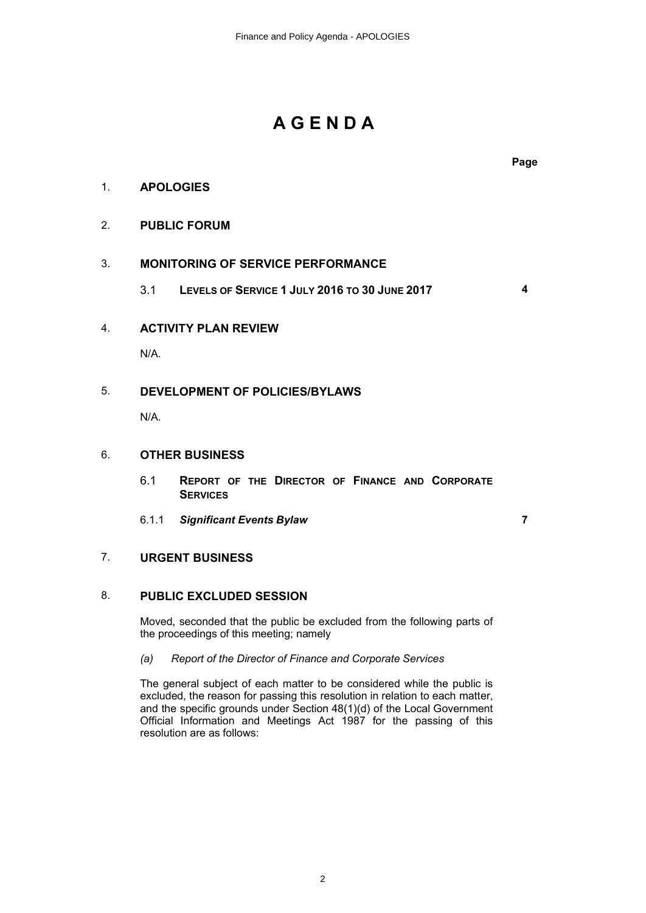# A G E N D A

| | | Page |
|---|---|---|
| 1. | **APOLOGIES** | |
| 2. | **PUBLIC FORUM** | |
| 3. | **MONITORING OF SERVICE PERFORMANCE** | |
| | 3.1 **LEVELS OF SERVICE 1 JULY 2016 TO 30 JUNE 2017** | **4** |
| 4. | **ACTIVITY PLAN REVIEW** | |
| | N/A. | |
| 5. | **DEVELOPMENT OF POLICIES/BYLAWS** | |
| | N/A. | |
| 6. | **OTHER BUSINESS** | |
| | 6.1 **REPORT OF THE DIRECTOR OF FINANCE AND CORPORATE SERVICES** | |
| | 6.1.1 ***Significant Events Bylaw*** | **7** |
| 7. | **URGENT BUSINESS** | |
| 8. | **PUBLIC EXCLUDED SESSION** | |

Moved, seconded that the public be excluded from the following parts of the proceedings of this meeting; namely

*(a) Report of the Director of Finance and Corporate Services*

The general subject of each matter to be considered while the public is excluded, the reason for passing this resolution in relation to each matter, and the specific grounds under Section 48(1)(d) of the Local Government Official Information and Meetings Act 1987 for the passing of this resolution are as follows: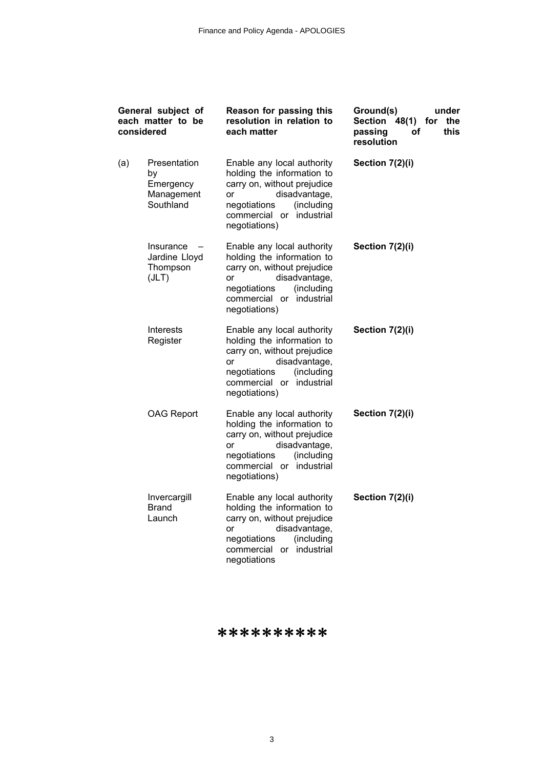| General subject of each matter to be considered | | Reason for passing this resolution in relation to each matter | Ground(s) under Section 48(1) for the passing of this resolution |
|---|---|---|---|
| (a) | Presentation by Emergency Management Southland | Enable any local authority holding the information to carry on, without prejudice or disadvantage, negotiations (including commercial or industrial negotiations) | **Section 7(2)(i)** |
| | Insurance – Jardine Lloyd Thompson (JLT) | Enable any local authority holding the information to carry on, without prejudice or disadvantage, negotiations (including commercial or industrial negotiations) | **Section 7(2)(i)** |
| | Interests Register | Enable any local authority holding the information to carry on, without prejudice or disadvantage, negotiations (including commercial or industrial negotiations) | **Section 7(2)(i)** |
| | OAG Report | Enable any local authority holding the information to carry on, without prejudice or disadvantage, negotiations (including commercial or industrial negotiations) | **Section 7(2)(i)** |
| | Invercargill Brand Launch | Enable any local authority holding the information to carry on, without prejudice or disadvantage, negotiations (including commercial or industrial negotiations | **Section 7(2)(i)** |

**********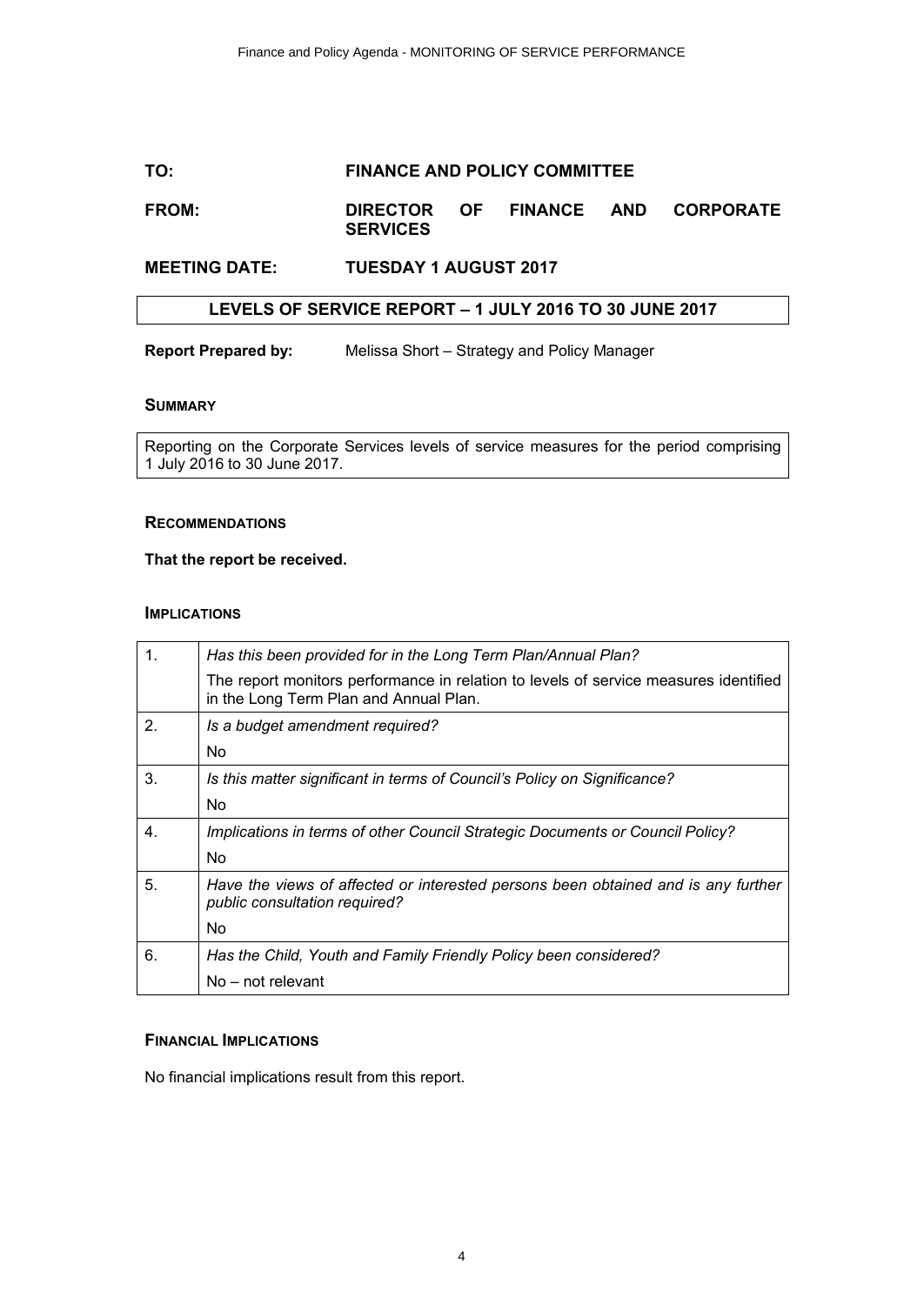**TO:** **FINANCE AND POLICY COMMITTEE**

**FROM:** **DIRECTOR OF FINANCE AND CORPORATE SERVICES**

**MEETING DATE:** **TUESDAY 1 AUGUST 2017**

## LEVELS OF SERVICE REPORT – 1 JULY 2016 TO 30 JUNE 2017

**Report Prepared by:** Melissa Short – Strategy and Policy Manager

### SUMMARY

Reporting on the Corporate Services levels of service measures for the period comprising 1 July 2016 to 30 June 2017.

### RECOMMENDATIONS

**That the report be received.**

### IMPLICATIONS

| | |
|---|---|
| 1. | *Has this been provided for in the Long Term Plan/Annual Plan?*<br>The report monitors performance in relation to levels of service measures identified in the Long Term Plan and Annual Plan. |
| 2. | *Is a budget amendment required?*<br>No |
| 3. | *Is this matter significant in terms of Council's Policy on Significance?*<br>No |
| 4. | *Implications in terms of other Council Strategic Documents or Council Policy?*<br>No |
| 5. | *Have the views of affected or interested persons been obtained and is any further public consultation required?*<br>No |
| 6. | *Has the Child, Youth and Family Friendly Policy been considered?*<br>No – not relevant |

### FINANCIAL IMPLICATIONS

No financial implications result from this report.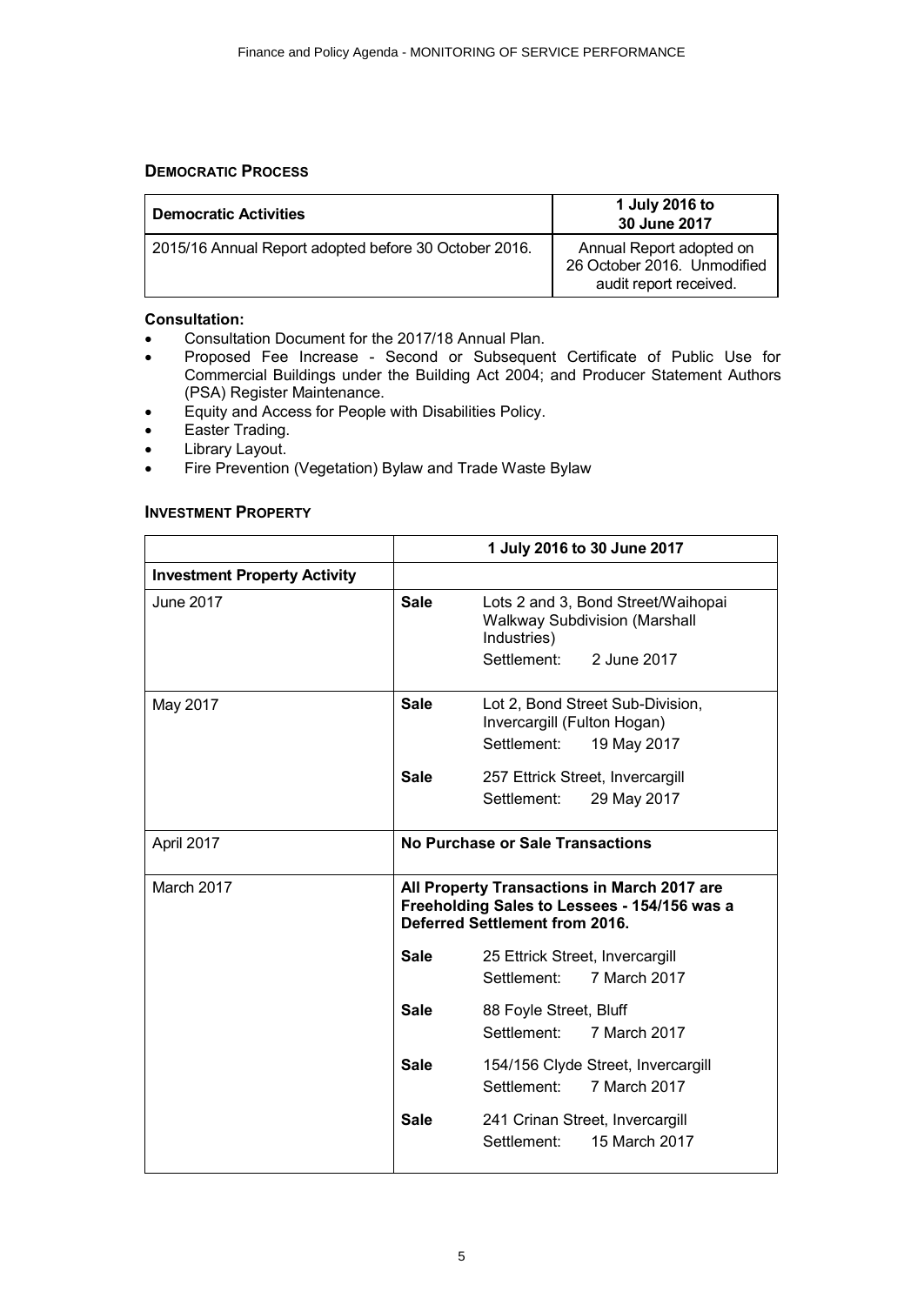## DEMOCRATIC PROCESS

| Democratic Activities | 1 July 2016 to 30 June 2017 |
|---|---|
| 2015/16 Annual Report adopted before 30 October 2016. | Annual Report adopted on 26 October 2016. Unmodified audit report received. |

**Consultation:**

- Consultation Document for the 2017/18 Annual Plan.
- Proposed Fee Increase - Second or Subsequent Certificate of Public Use for Commercial Buildings under the Building Act 2004; and Producer Statement Authors (PSA) Register Maintenance.
- Equity and Access for People with Disabilities Policy.
- Easter Trading.
- Library Layout.
- Fire Prevention (Vegetation) Bylaw and Trade Waste Bylaw

## INVESTMENT PROPERTY

| | 1 July 2016 to 30 June 2017 | |
|---|---|---|
| **Investment Property Activity** | | |
| June 2017 | **Sale** | Lots 2 and 3, Bond Street/Waihopai Walkway Subdivision (Marshall Industries)<br>Settlement: 2 June 2017 |
| May 2017 | **Sale** | Lot 2, Bond Street Sub-Division, Invercargill (Fulton Hogan)<br>Settlement: 19 May 2017 |
| | **Sale** | 257 Ettrick Street, Invercargill<br>Settlement: 29 May 2017 |
| April 2017 | **No Purchase or Sale Transactions** | |
| March 2017 | **All Property Transactions in March 2017 are Freeholding Sales to Lessees - 154/156 was a Deferred Settlement from 2016.** | |
| | **Sale** | 25 Ettrick Street, Invercargill<br>Settlement: 7 March 2017 |
| | **Sale** | 88 Foyle Street, Bluff<br>Settlement: 7 March 2017 |
| | **Sale** | 154/156 Clyde Street, Invercargill<br>Settlement: 7 March 2017 |
| | **Sale** | 241 Crinan Street, Invercargill<br>Settlement: 15 March 2017 |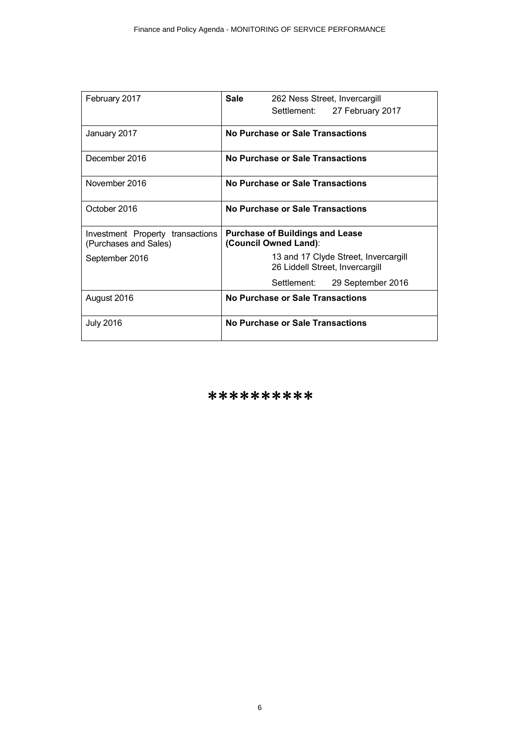| | |
|---|---|
| February 2017 | **Sale** 262 Ness Street, Invercargill<br>Settlement: 27 February 2017 |
| January 2017 | **No Purchase or Sale Transactions** |
| December 2016 | **No Purchase or Sale Transactions** |
| November 2016 | **No Purchase or Sale Transactions** |
| October 2016 | **No Purchase or Sale Transactions** |
| Investment Property transactions (Purchases and Sales)<br>September 2016 | **Purchase of Buildings and Lease (Council Owned Land)**:<br>13 and 17 Clyde Street, Invercargill<br>26 Liddell Street, Invercargill<br>Settlement: 29 September 2016 |
| August 2016 | **No Purchase or Sale Transactions** |
| July 2016 | **No Purchase or Sale Transactions** |

**********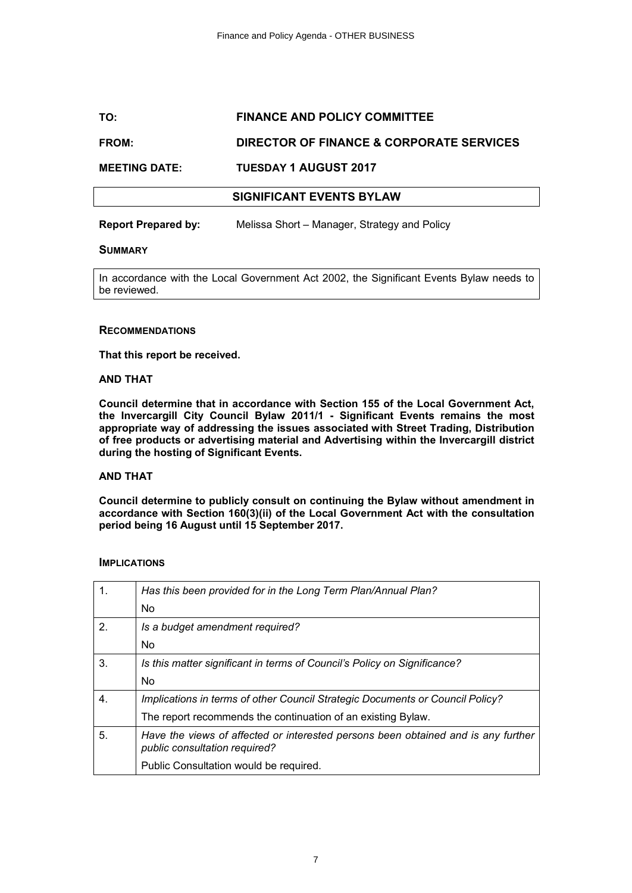| | |
|---|---|
| **TO:** | **FINANCE AND POLICY COMMITTEE** |
| **FROM:** | **DIRECTOR OF FINANCE & CORPORATE SERVICES** |
| **MEETING DATE:** | **TUESDAY 1 AUGUST 2017** |

## SIGNIFICANT EVENTS BYLAW

**Report Prepared by:** Melissa Short – Manager, Strategy and Policy

### SUMMARY

In accordance with the Local Government Act 2002, the Significant Events Bylaw needs to be reviewed.

### RECOMMENDATIONS

**That this report be received.**

**AND THAT**

**Council determine that in accordance with Section 155 of the Local Government Act, the Invercargill City Council Bylaw 2011/1 - Significant Events remains the most appropriate way of addressing the issues associated with Street Trading, Distribution of free products or advertising material and Advertising within the Invercargill district during the hosting of Significant Events.**

**AND THAT**

**Council determine to publicly consult on continuing the Bylaw without amendment in accordance with Section 160(3)(ii) of the Local Government Act with the consultation period being 16 August until 15 September 2017.**

### IMPLICATIONS

| | |
|---|---|
| 1. | *Has this been provided for in the Long Term Plan/Annual Plan?* |
| | No |
| 2. | *Is a budget amendment required?* |
| | No |
| 3. | *Is this matter significant in terms of Council's Policy on Significance?* |
| | No |
| 4. | *Implications in terms of other Council Strategic Documents or Council Policy?* |
| | The report recommends the continuation of an existing Bylaw. |
| 5. | *Have the views of affected or interested persons been obtained and is any further public consultation required?* |
| | Public Consultation would be required. |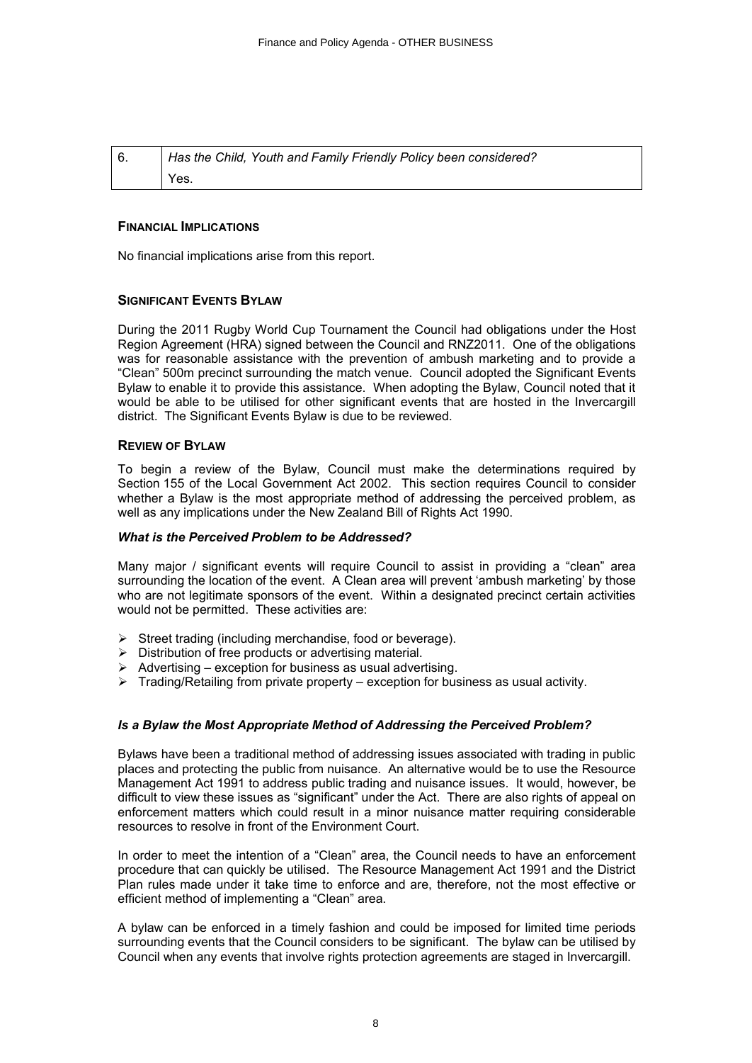| 6. | *Has the Child, Youth and Family Friendly Policy been considered?* |
| --- | --- |
| | Yes. |

**FINANCIAL IMPLICATIONS**

No financial implications arise from this report.

**SIGNIFICANT EVENTS BYLAW**

During the 2011 Rugby World Cup Tournament the Council had obligations under the Host Region Agreement (HRA) signed between the Council and RNZ2011. One of the obligations was for reasonable assistance with the prevention of ambush marketing and to provide a "Clean" 500m precinct surrounding the match venue. Council adopted the Significant Events Bylaw to enable it to provide this assistance. When adopting the Bylaw, Council noted that it would be able to be utilised for other significant events that are hosted in the Invercargill district. The Significant Events Bylaw is due to be reviewed.

**REVIEW OF BYLAW**

To begin a review of the Bylaw, Council must make the determinations required by Section 155 of the Local Government Act 2002. This section requires Council to consider whether a Bylaw is the most appropriate method of addressing the perceived problem, as well as any implications under the New Zealand Bill of Rights Act 1990.

***What is the Perceived Problem to be Addressed?***

Many major / significant events will require Council to assist in providing a "clean" area surrounding the location of the event. A Clean area will prevent 'ambush marketing' by those who are not legitimate sponsors of the event. Within a designated precinct certain activities would not be permitted. These activities are:

- Street trading (including merchandise, food or beverage).
- Distribution of free products or advertising material.
- Advertising – exception for business as usual advertising.
- Trading/Retailing from private property – exception for business as usual activity.

***Is a Bylaw the Most Appropriate Method of Addressing the Perceived Problem?***

Bylaws have been a traditional method of addressing issues associated with trading in public places and protecting the public from nuisance. An alternative would be to use the Resource Management Act 1991 to address public trading and nuisance issues. It would, however, be difficult to view these issues as "significant" under the Act. There are also rights of appeal on enforcement matters which could result in a minor nuisance matter requiring considerable resources to resolve in front of the Environment Court.

In order to meet the intention of a "Clean" area, the Council needs to have an enforcement procedure that can quickly be utilised. The Resource Management Act 1991 and the District Plan rules made under it take time to enforce and are, therefore, not the most effective or efficient method of implementing a "Clean" area.

A bylaw can be enforced in a timely fashion and could be imposed for limited time periods surrounding events that the Council considers to be significant. The bylaw can be utilised by Council when any events that involve rights protection agreements are staged in Invercargill.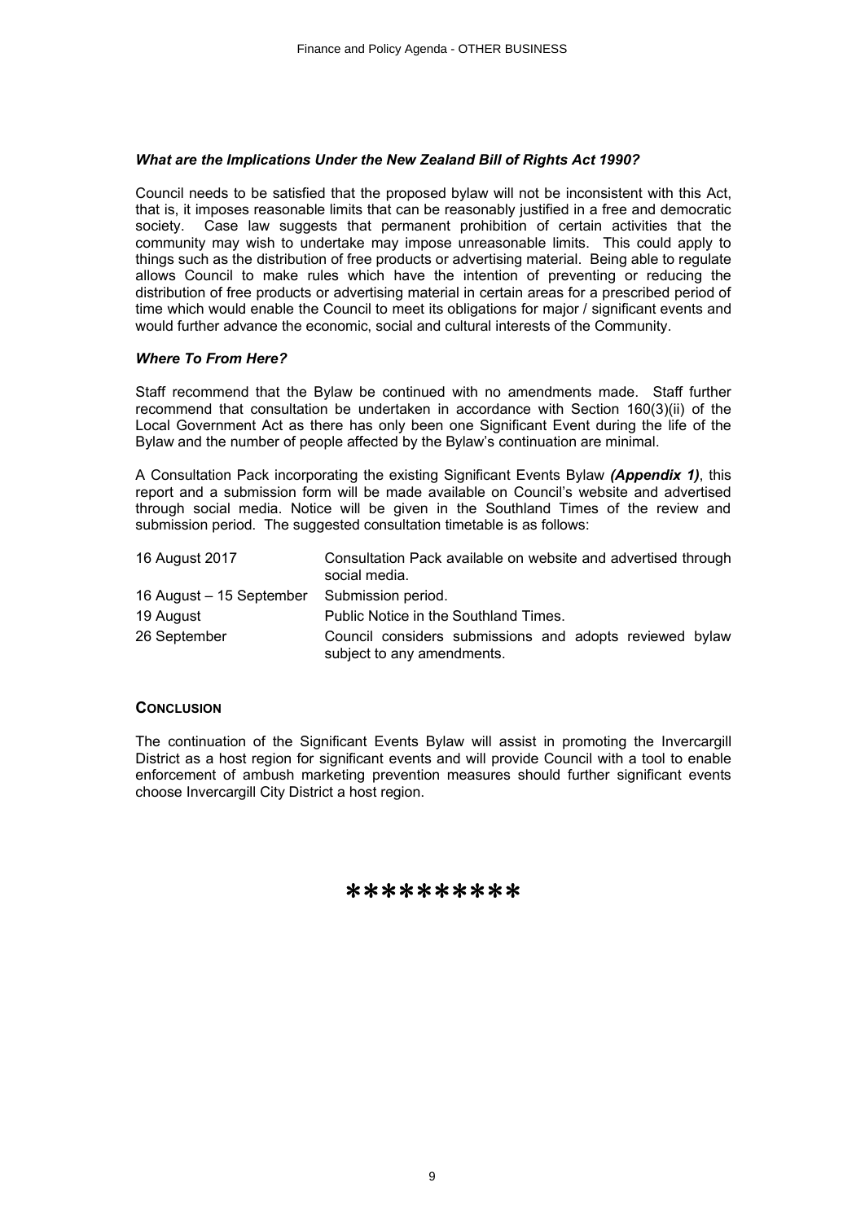### *What are the Implications Under the New Zealand Bill of Rights Act 1990?*

Council needs to be satisfied that the proposed bylaw will not be inconsistent with this Act, that is, it imposes reasonable limits that can be reasonably justified in a free and democratic society. Case law suggests that permanent prohibition of certain activities that the community may wish to undertake may impose unreasonable limits. This could apply to things such as the distribution of free products or advertising material. Being able to regulate allows Council to make rules which have the intention of preventing or reducing the distribution of free products or advertising material in certain areas for a prescribed period of time which would enable the Council to meet its obligations for major / significant events and would further advance the economic, social and cultural interests of the Community.

### *Where To From Here?*

Staff recommend that the Bylaw be continued with no amendments made. Staff further recommend that consultation be undertaken in accordance with Section 160(3)(ii) of the Local Government Act as there has only been one Significant Event during the life of the Bylaw and the number of people affected by the Bylaw's continuation are minimal.

A Consultation Pack incorporating the existing Significant Events Bylaw ***(Appendix 1)***, this report and a submission form will be made available on Council's website and advertised through social media. Notice will be given in the Southland Times of the review and submission period. The suggested consultation timetable is as follows:

| | |
|---|---|
| 16 August 2017 | Consultation Pack available on website and advertised through social media. |
| 16 August – 15 September | Submission period. |
| 19 August | Public Notice in the Southland Times. |
| 26 September | Council considers submissions and adopts reviewed bylaw subject to any amendments. |

## CONCLUSION

The continuation of the Significant Events Bylaw will assist in promoting the Invercargill District as a host region for significant events and will provide Council with a tool to enable enforcement of ambush marketing prevention measures should further significant events choose Invercargill City District a host region.

**********